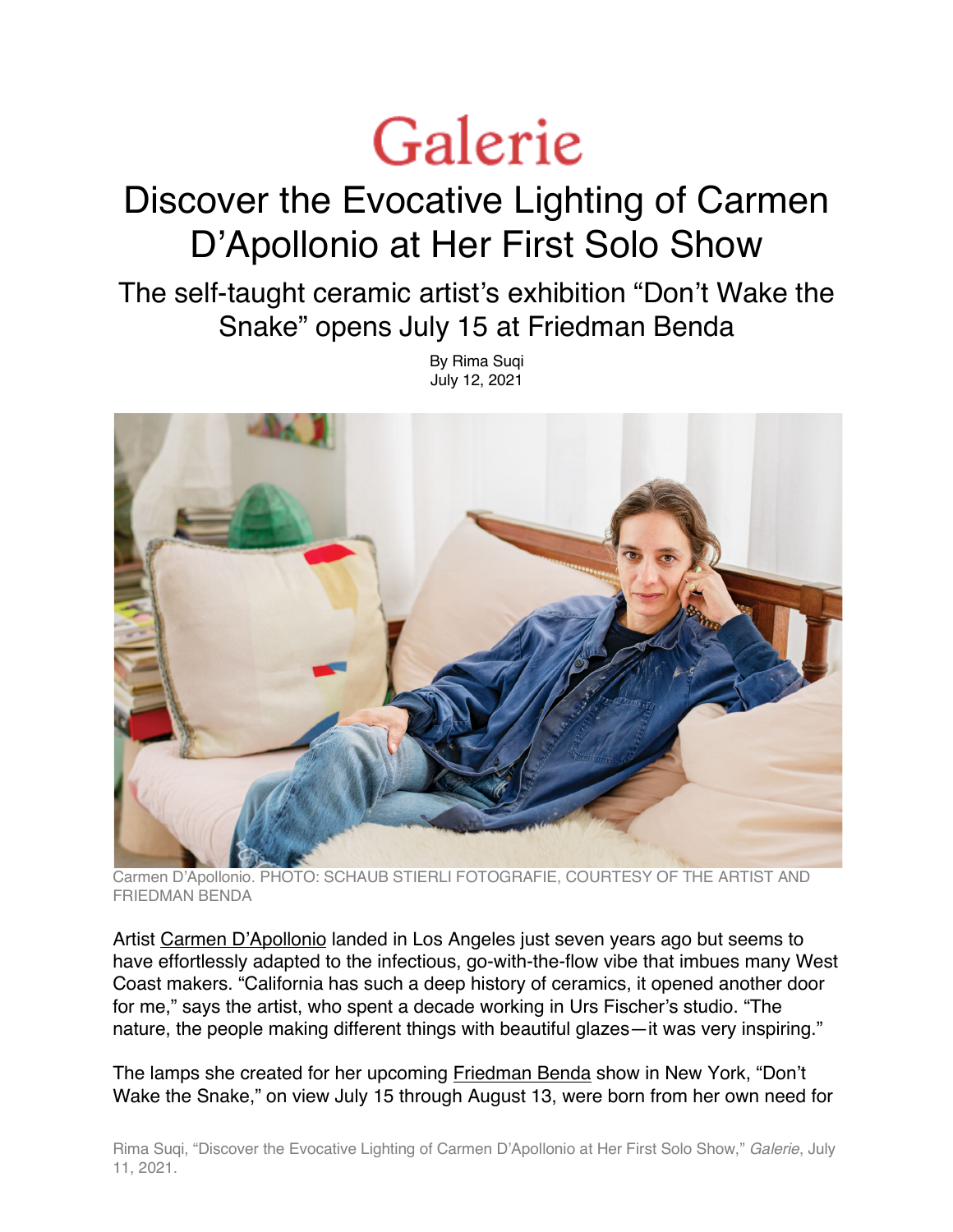# Galerie

## Discover the Evocative Lighting of Carmen D'Apollonio at Her First Solo Show

### The self-taught ceramic artist's exhibition "Don't Wake the Snake" opens July 15 at Friedman Benda

By Rima Suqi
July 12, 2021

Carmen D'Apollonio. PHOTO: SCHAUB STIERLI FOTOGRAFIE, COURTESY OF THE ARTIST AND FRIEDMAN BENDA

Artist Carmen D'Apollonio landed in Los Angeles just seven years ago but seems to have effortlessly adapted to the infectious, go-with-the-flow vibe that imbues many West Coast makers. "California has such a deep history of ceramics, it opened another door for me," says the artist, who spent a decade working in Urs Fischer's studio. "The nature, the people making different things with beautiful glazes—it was very inspiring."

The lamps she created for her upcoming Friedman Benda show in New York, "Don't Wake the Snake," on view July 15 through August 13, were born from her own need for

Rima Suqi, "Discover the Evocative Lighting of Carmen D'Apollonio at Her First Solo Show," *Galerie*, July 11, 2021.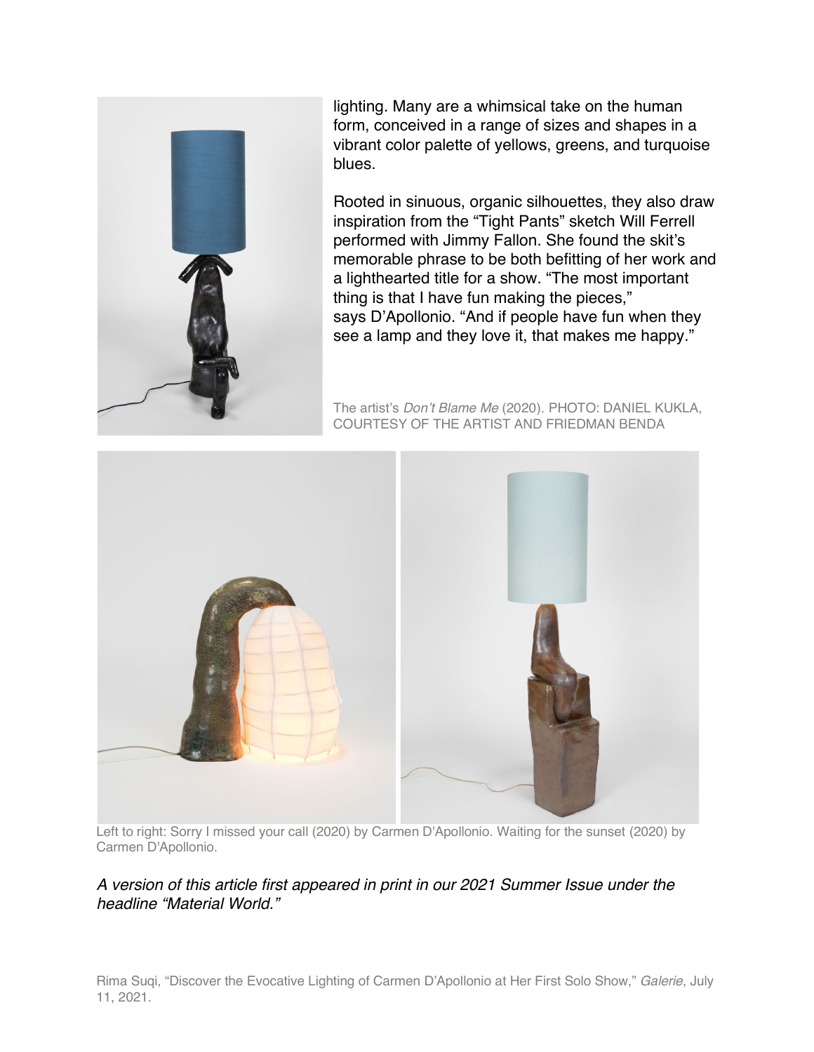lighting. Many are a whimsical take on the human form, conceived in a range of sizes and shapes in a vibrant color palette of yellows, greens, and turquoise blues.

Rooted in sinuous, organic silhouettes, they also draw inspiration from the "Tight Pants" sketch Will Ferrell performed with Jimmy Fallon. She found the skit's memorable phrase to be both befitting of her work and a lighthearted title for a show. "The most important thing is that I have fun making the pieces," says D'Apollonio. "And if people have fun when they see a lamp and they love it, that makes me happy."

The artist's *Don't Blame Me* (2020). PHOTO: DANIEL KUKLA, COURTESY OF THE ARTIST AND FRIEDMAN BENDA

Left to right: Sorry I missed your call (2020) by Carmen D'Apollonio. Waiting for the sunset (2020) by Carmen D'Apollonio.

*A version of this article first appeared in print in our 2021 Summer Issue under the headline "Material World."*

Rima Suqi, "Discover the Evocative Lighting of Carmen D'Apollonio at Her First Solo Show," *Galerie*, July 11, 2021.